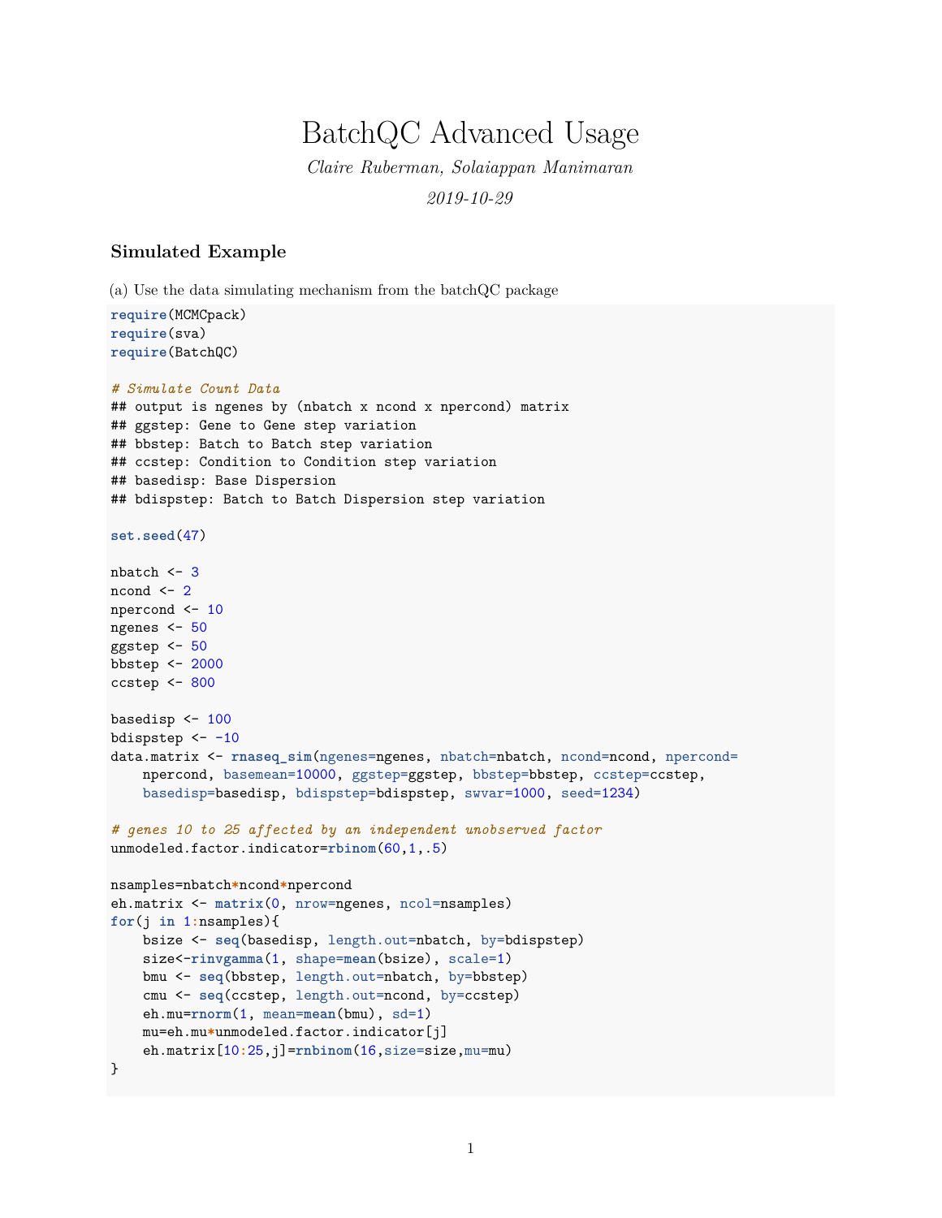# BatchQC Advanced Usage

*Claire Ruberman, Solaiappan Manimaran*

*2019-10-29*

### Simulated Example

(a) Use the data simulating mechanism from the batchQC package

```
require(MCMCpack)
require(sva)
require(BatchQC)

# Simulate Count Data
## output is ngenes by (nbatch x ncond x npercond) matrix
## ggstep: Gene to Gene step variation
## bbstep: Batch to Batch step variation
## ccstep: Condition to Condition step variation
## basedisp: Base Dispersion
## bdispstep: Batch to Batch Dispersion step variation

set.seed(47)

nbatch <- 3
ncond <- 2
npercond <- 10
ngenes <- 50
ggstep <- 50
bbstep <- 2000
ccstep <- 800

basedisp <- 100
bdispstep <- -10
data.matrix <- rnaseq_sim(ngenes=ngenes, nbatch=nbatch, ncond=ncond, npercond=
    npercond, basemean=10000, ggstep=ggstep, bbstep=bbstep, ccstep=ccstep,
    basedisp=basedisp, bdispstep=bdispstep, swvar=1000, seed=1234)

# genes 10 to 25 affected by an independent unobserved factor
unmodeled.factor.indicator=rbinom(60,1,.5)

nsamples=nbatch*ncond*npercond
eh.matrix <- matrix(0, nrow=ngenes, ncol=nsamples)
for(j in 1:nsamples){
    bsize <- seq(basedisp, length.out=nbatch, by=bdispstep)
    size<-rinvgamma(1, shape=mean(bsize), scale=1)
    bmu <- seq(bbstep, length.out=nbatch, by=bbstep)
    cmu <- seq(ccstep, length.out=ncond, by=ccstep)
    eh.mu=rnorm(1, mean=mean(bmu), sd=1)
    mu=eh.mu*unmodeled.factor.indicator[j]
    eh.matrix[10:25,j]=rnbinom(16,size=size,mu=mu)
}
```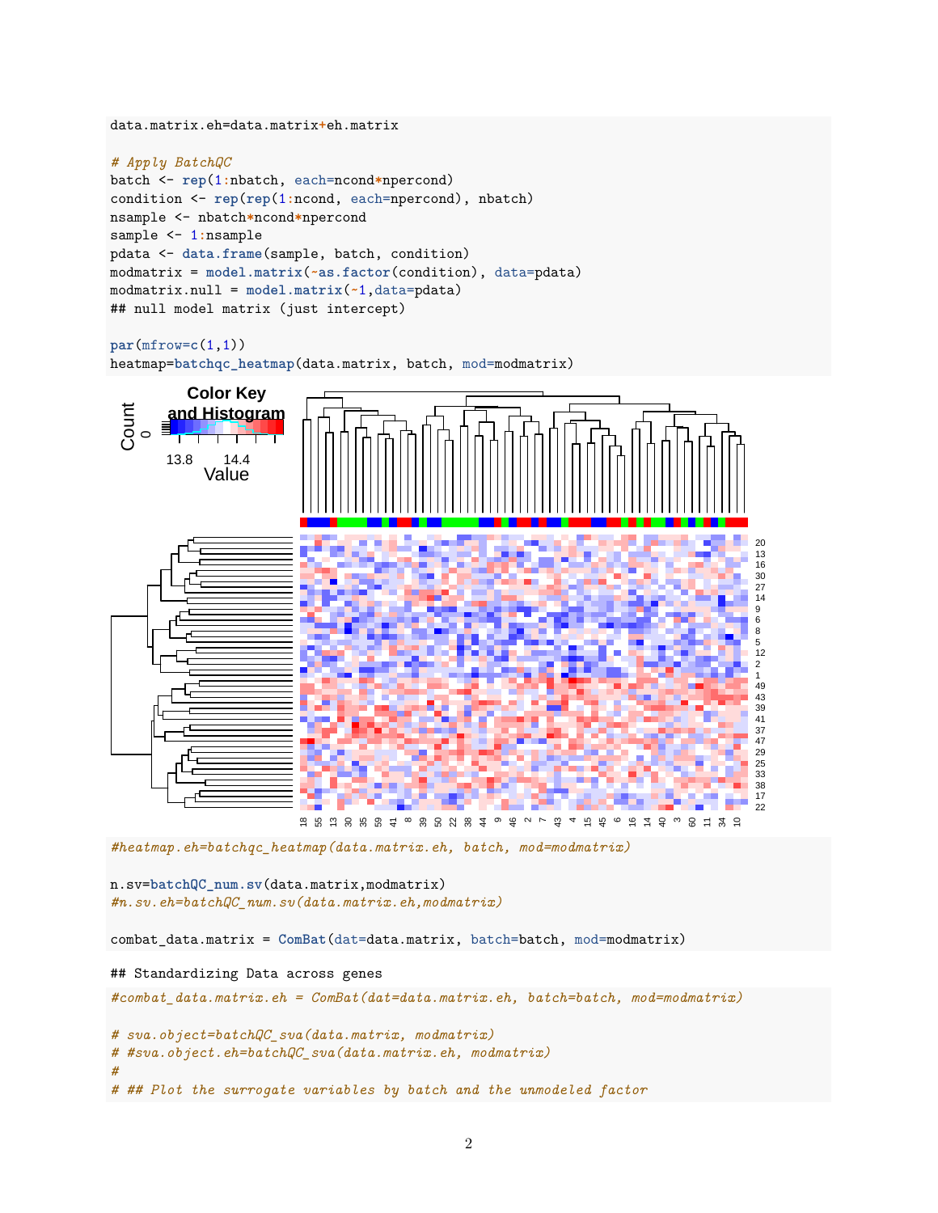```
data.matrix.eh=data.matrix+eh.matrix

# Apply BatchQC
batch <- rep(1:nbatch, each=ncond*npercond)
condition <- rep(rep(1:ncond, each=npercond), nbatch)
nsample <- nbatch*ncond*npercond
sample <- 1:nsample
pdata <- data.frame(sample, batch, condition)
modmatrix = model.matrix(~as.factor(condition), data=pdata)
modmatrix.null = model.matrix(~1,data=pdata)
## null model matrix (just intercept)

par(mfrow=c(1,1))
heatmap=batchqc_heatmap(data.matrix, batch, mod=modmatrix)
```

```
#heatmap.eh=batchqc_heatmap(data.matrix.eh, batch, mod=modmatrix)

n.sv=batchQC_num.sv(data.matrix,modmatrix)
#n.sv.eh=batchQC_num.sv(data.matrix.eh,modmatrix)

combat_data.matrix = ComBat(dat=data.matrix, batch=batch, mod=modmatrix)
```

```
## Standardizing Data across genes
```

```
#combat_data.matrix.eh = ComBat(dat=data.matrix.eh, batch=batch, mod=modmatrix)

# sva.object=batchQC_sva(data.matrix, modmatrix)
# #sva.object.eh=batchQC_sva(data.matrix.eh, modmatrix)
#
# ## Plot the surrogate variables by batch and the unmodeled factor
```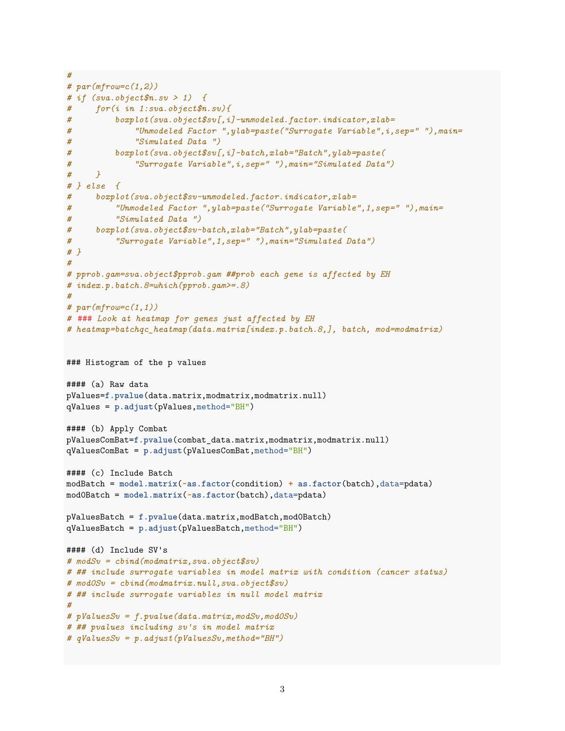```r
#
# par(mfrow=c(1,2))
# if (sva.object$n.sv > 1)  {
#     for(i in 1:sva.object$n.sv){
#         boxplot(sva.object$sv[,i]~unmodeled.factor.indicator,xlab=
#             "Unmodeled Factor ",ylab=paste("Surrogate Variable",i,sep=" "),main=
#             "Simulated Data ")
#         boxplot(sva.object$sv[,i]~batch,xlab="Batch",ylab=paste(
#             "Surrogate Variable",i,sep=" "),main="Simulated Data")
#     }
# } else  {
#     boxplot(sva.object$sv~unmodeled.factor.indicator,xlab=
#         "Unmodeled Factor ",ylab=paste("Surrogate Variable",1,sep=" "),main=
#         "Simulated Data ")
#     boxplot(sva.object$sv~batch,xlab="Batch",ylab=paste(
#         "Surrogate Variable",1,sep=" "),main="Simulated Data")
# }
#
# pprob.gam=sva.object$pprob.gam ##prob each gene is affected by EH
# index.p.batch.8=which(pprob.gam>=.8)
#
# par(mfrow=c(1,1))
# ### Look at heatmap for genes just affected by EH
# heatmap=batchqc_heatmap(data.matrix[index.p.batch.8,], batch, mod=modmatrix)


### Histogram of the p values

#### (a) Raw data
pValues=f.pvalue(data.matrix,modmatrix,modmatrix.null)
qValues = p.adjust(pValues,method="BH")

#### (b) Apply Combat
pValuesComBat=f.pvalue(combat_data.matrix,modmatrix,modmatrix.null)
qValuesComBat = p.adjust(pValuesComBat,method="BH")

#### (c) Include Batch
modBatch = model.matrix(~as.factor(condition) + as.factor(batch),data=pdata)
mod0Batch = model.matrix(~as.factor(batch),data=pdata)

pValuesBatch = f.pvalue(data.matrix,modBatch,mod0Batch)
qValuesBatch = p.adjust(pValuesBatch,method="BH")

#### (d) Include SV's
# modSv = cbind(modmatrix,sva.object$sv)
# ## include surrogate variables in model matrix with condition (cancer status)
# mod0Sv = cbind(modmatrix.null,sva.object$sv)
# ## include surrogate variables in null model matrix
#
# pValuesSv = f.pvalue(data.matrix,modSv,mod0Sv)
# ## pvalues including sv's in model matrix
# qValuesSv = p.adjust(pValuesSv,method="BH")
```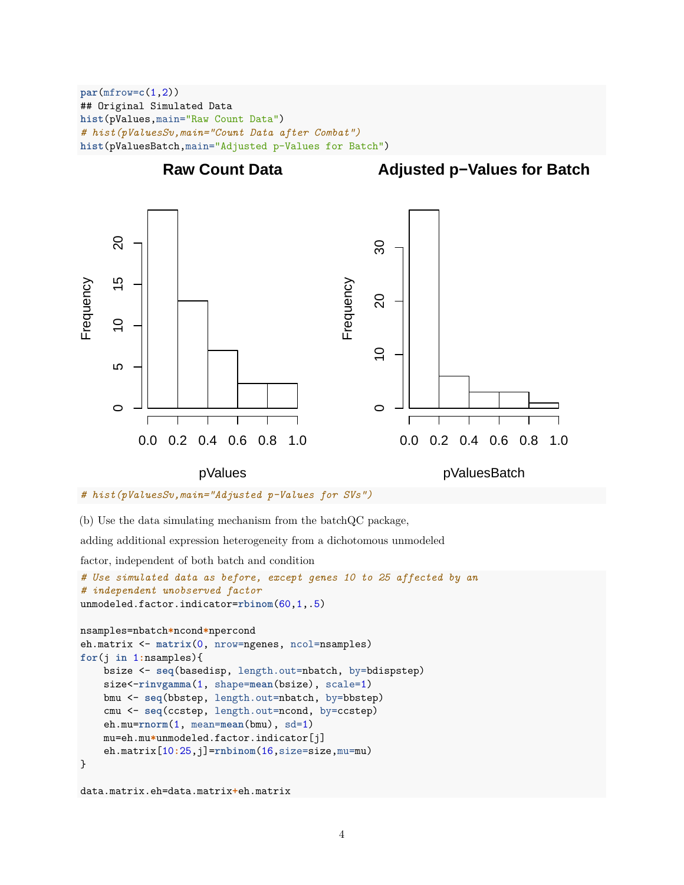```r
par(mfrow=c(1,2))
## Original Simulated Data
hist(pValues,main="Raw Count Data")
# hist(pValuesSv,main="Count Data after Combat")
hist(pValuesBatch,main="Adjusted p-Values for Batch")
```

```r
# hist(pValuesSv,main="Adjusted p-Values for SVs")
```

(b) Use the data simulating mechanism from the batchQC package,

adding additional expression heterogeneity from a dichotomous unmodeled

factor, independent of both batch and condition

```r
# Use simulated data as before, except genes 10 to 25 affected by an
# independent unobserved factor
unmodeled.factor.indicator=rbinom(60,1,.5)

nsamples=nbatch*ncond*npercond
eh.matrix <- matrix(0, nrow=ngenes, ncol=nsamples)
for(j in 1:nsamples){
    bsize <- seq(basedisp, length.out=nbatch, by=bdispstep)
    size<-rinvgamma(1, shape=mean(bsize), scale=1)
    bmu <- seq(bbstep, length.out=nbatch, by=bbstep)
    cmu <- seq(ccstep, length.out=ncond, by=ccstep)
    eh.mu=rnorm(1, mean=mean(bmu), sd=1)
    mu=eh.mu*unmodeled.factor.indicator[j]
    eh.matrix[10:25,j]=rnbinom(16,size=size,mu=mu)
}

data.matrix.eh=data.matrix+eh.matrix
```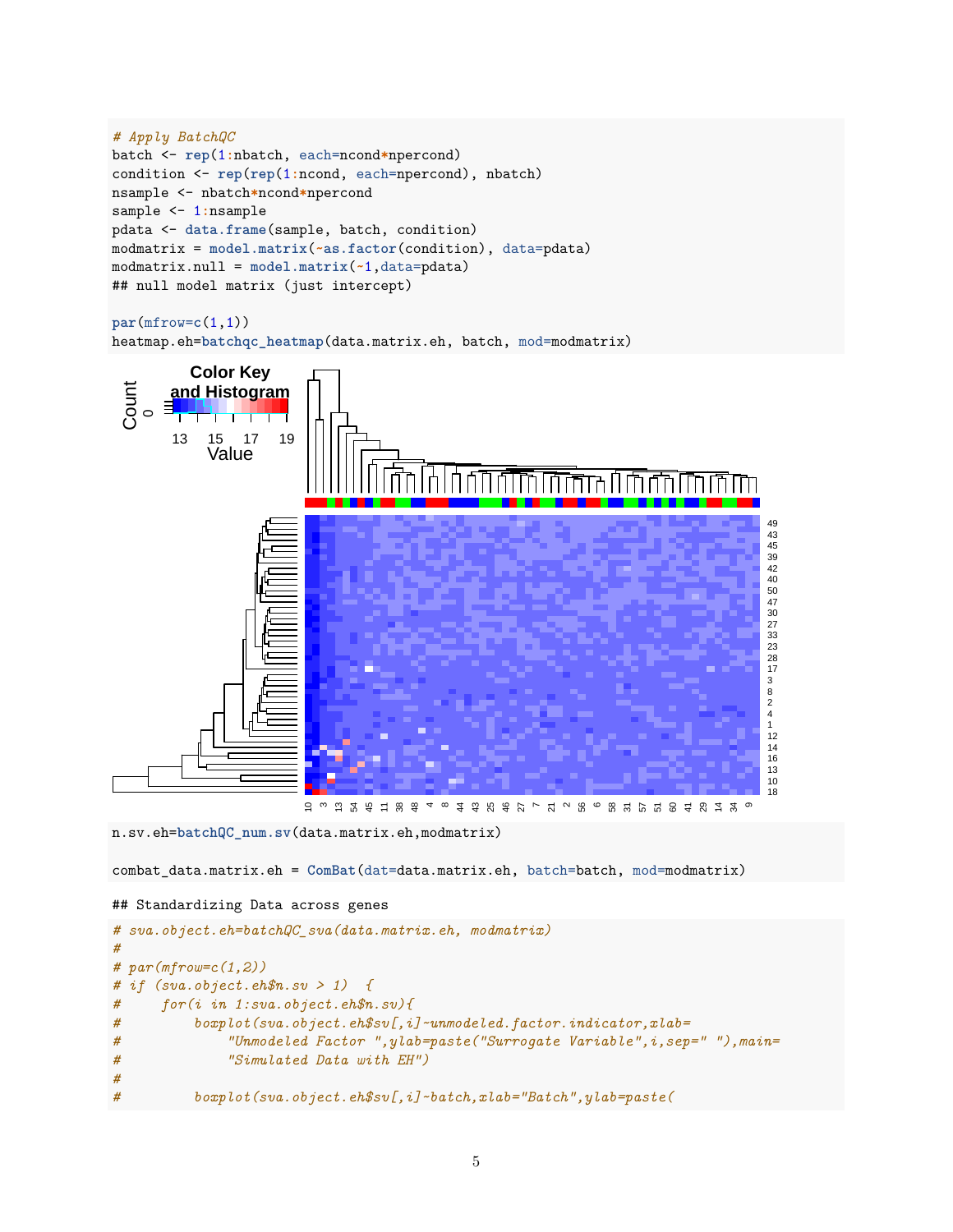```
# Apply BatchQC
batch <- rep(1:nbatch, each=ncond*npercond)
condition <- rep(rep(1:ncond, each=npercond), nbatch)
nsample <- nbatch*ncond*npercond
sample <- 1:nsample
pdata <- data.frame(sample, batch, condition)
modmatrix = model.matrix(~as.factor(condition), data=pdata)
modmatrix.null = model.matrix(~1,data=pdata)
## null model matrix (just intercept)

par(mfrow=c(1,1))
heatmap.eh=batchqc_heatmap(data.matrix.eh, batch, mod=modmatrix)
```

```
n.sv.eh=batchQC_num.sv(data.matrix.eh,modmatrix)

combat_data.matrix.eh = ComBat(dat=data.matrix.eh, batch=batch, mod=modmatrix)
```

```
## Standardizing Data across genes
```

```
# sva.object.eh=batchQC_sva(data.matrix.eh, modmatrix)
#
# par(mfrow=c(1,2))
# if (sva.object.eh$n.sv > 1)  {
#     for(i in 1:sva.object.eh$n.sv){
#         boxplot(sva.object.eh$sv[,i]~unmodeled.factor.indicator,xlab=
#             "Unmodeled Factor ",ylab=paste("Surrogate Variable",i,sep=" "),main=
#             "Simulated Data with EH")
#
#         boxplot(sva.object.eh$sv[,i]~batch,xlab="Batch",ylab=paste(
```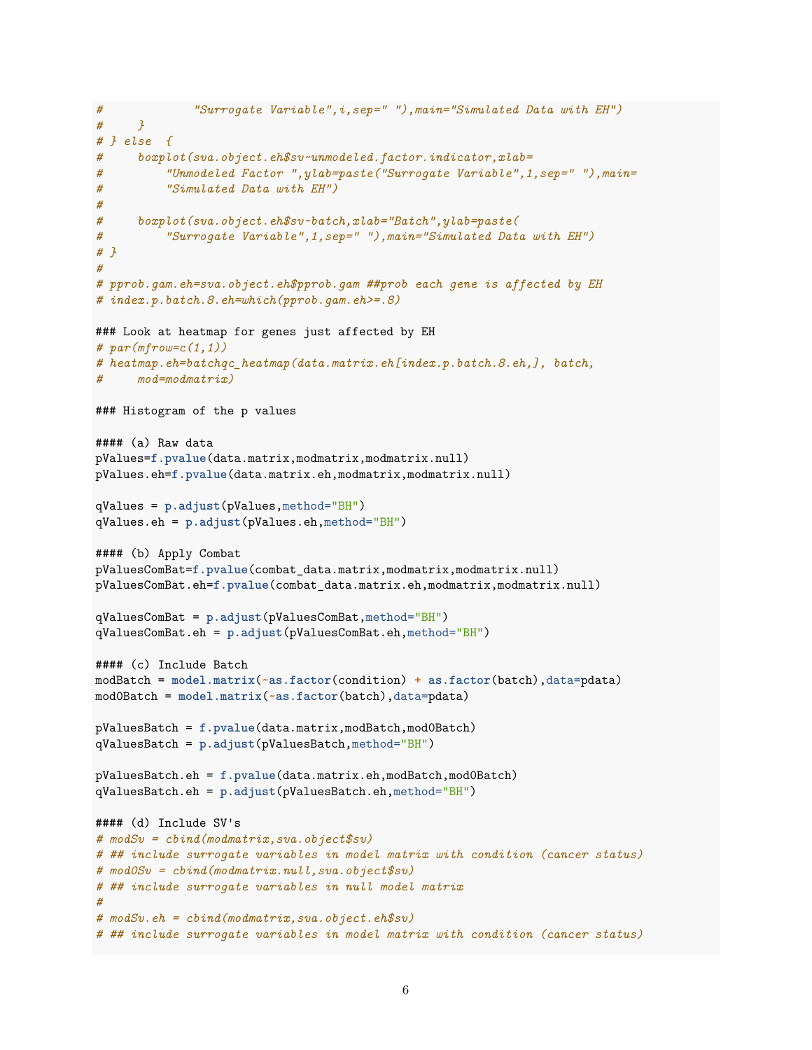```
#             "Surrogate Variable",i,sep=" "),main="Simulated Data with EH")
#     }
# } else  {
#     boxplot(sva.object.eh$sv~unmodeled.factor.indicator,xlab=
#         "Unmodeled Factor ",ylab=paste("Surrogate Variable",1,sep=" "),main=
#         "Simulated Data with EH")
#
#     boxplot(sva.object.eh$sv~batch,xlab="Batch",ylab=paste(
#         "Surrogate Variable",1,sep=" "),main="Simulated Data with EH")
# }
#
# pprob.gam.eh=sva.object.eh$pprob.gam ##prob each gene is affected by EH
# index.p.batch.8.eh=which(pprob.gam.eh>=.8)

### Look at heatmap for genes just affected by EH
# par(mfrow=c(1,1))
# heatmap.eh=batchqc_heatmap(data.matrix.eh[index.p.batch.8.eh,], batch,
#     mod=modmatrix)

### Histogram of the p values

#### (a) Raw data
pValues=f.pvalue(data.matrix,modmatrix,modmatrix.null)
pValues.eh=f.pvalue(data.matrix.eh,modmatrix,modmatrix.null)

qValues = p.adjust(pValues,method="BH")
qValues.eh = p.adjust(pValues.eh,method="BH")

#### (b) Apply Combat
pValuesComBat=f.pvalue(combat_data.matrix,modmatrix,modmatrix.null)
pValuesComBat.eh=f.pvalue(combat_data.matrix.eh,modmatrix,modmatrix.null)

qValuesComBat = p.adjust(pValuesComBat,method="BH")
qValuesComBat.eh = p.adjust(pValuesComBat.eh,method="BH")

#### (c) Include Batch
modBatch = model.matrix(~as.factor(condition) + as.factor(batch),data=pdata)
mod0Batch = model.matrix(~as.factor(batch),data=pdata)

pValuesBatch = f.pvalue(data.matrix,modBatch,mod0Batch)
qValuesBatch = p.adjust(pValuesBatch,method="BH")

pValuesBatch.eh = f.pvalue(data.matrix.eh,modBatch,mod0Batch)
qValuesBatch.eh = p.adjust(pValuesBatch.eh,method="BH")

#### (d) Include SV's
# modSv = cbind(modmatrix,sva.object$sv)
# ## include surrogate variables in model matrix with condition (cancer status)
# mod0Sv = cbind(modmatrix.null,sva.object$sv)
# ## include surrogate variables in null model matrix
#
# modSv.eh = cbind(modmatrix,sva.object.eh$sv)
# ## include surrogate variables in model matrix with condition (cancer status)
```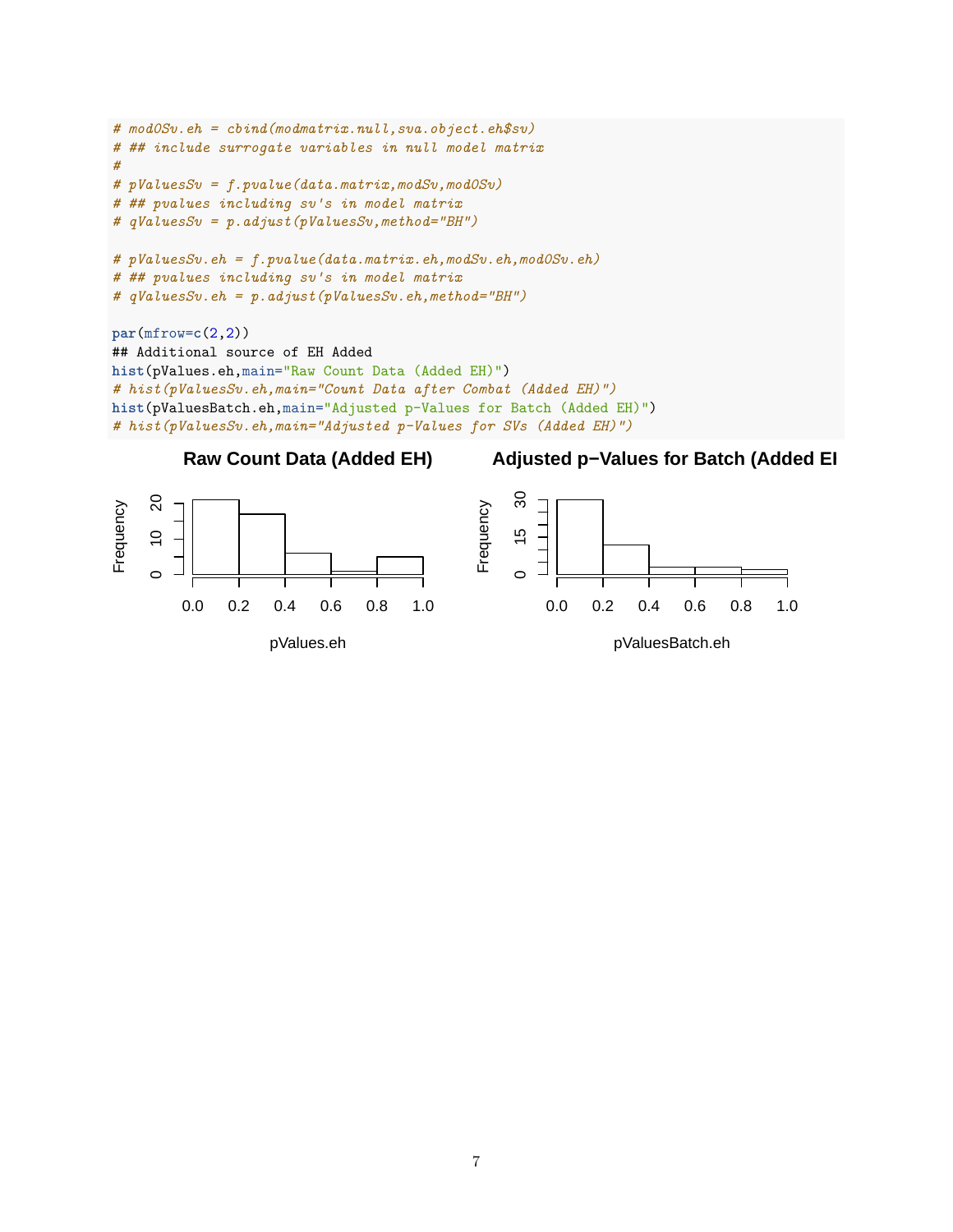```
# mod0Sv.eh = cbind(modmatrix.null,sva.object.eh$sv)
# ## include surrogate variables in null model matrix
#
# pValuesSv = f.pvalue(data.matrix,modSv,mod0Sv)
# ## pvalues including sv's in model matrix
# qValuesSv = p.adjust(pValuesSv,method="BH")

# pValuesSv.eh = f.pvalue(data.matrix.eh,modSv.eh,mod0Sv.eh)
# ## pvalues including sv's in model matrix
# qValuesSv.eh = p.adjust(pValuesSv.eh,method="BH")

par(mfrow=c(2,2))
## Additional source of EH Added
hist(pValues.eh,main="Raw Count Data (Added EH)")
# hist(pValuesSv.eh,main="Count Data after Combat (Added EH)")
hist(pValuesBatch.eh,main="Adjusted p-Values for Batch (Added EH)")
# hist(pValuesSv.eh,main="Adjusted p-Values for SVs (Added EH)")
```

**Raw Count Data (Added EH)**

Frequency

0
10
20

0.0 0.2 0.4 0.6 0.8 1.0

pValues.eh

**Adjusted p−Values for Batch (Added EI**

Frequency

0
15
30

0.0 0.2 0.4 0.6 0.8 1.0

pValuesBatch.eh